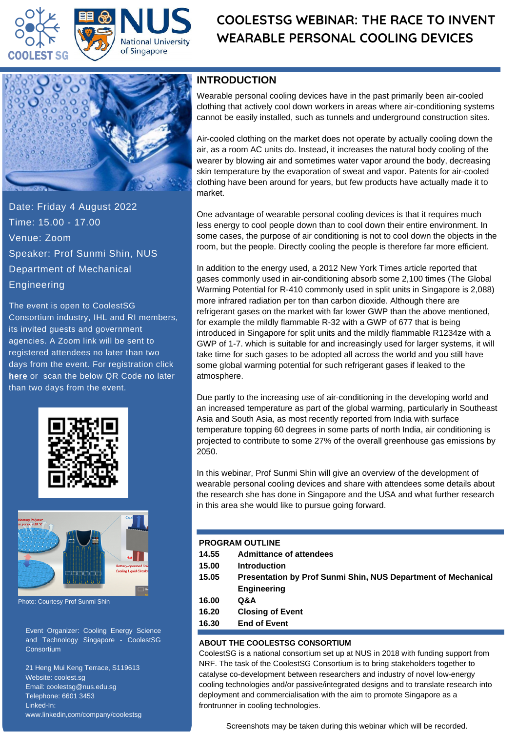# COOLESTSG WEBINAR: THE RACE TO INVENT WEARABLE PERSONAL COOLING DEVICES

Date: Friday 4 August 2022
Time: 15.00 - 17.00
Venue: Zoom
Speaker: Prof Sunmi Shin, NUS Department of Mechanical Engineering

The event is open to CoolestSG Consortium industry, IHL and RI members, its invited guests and government agencies. A Zoom link will be sent to registered attendees no later than two days from the event. For registration click **here** or scan the below QR Code no later than two days from the event.

Photo: Courtesy Prof Sunmi Shin

Event Organizer: Cooling Energy Science and Technology Singapore - CoolestSG Consortium

21 Heng Mui Keng Terrace, S119613
Website: coolest.sg
Email: coolestsg@nus.edu.sg
Telephone: 6601 3453
Linked-In:
www.linkedin,com/company/coolestsg

## INTRODUCTION

Wearable personal cooling devices have in the past primarily been air-cooled clothing that actively cool down workers in areas where air-conditioning systems cannot be easily installed, such as tunnels and underground construction sites.

Air-cooled clothing on the market does not operate by actually cooling down the air, as a room AC units do. Instead, it increases the natural body cooling of the wearer by blowing air and sometimes water vapor around the body, decreasing skin temperature by the evaporation of sweat and vapor. Patents for air-cooled clothing have been around for years, but few products have actually made it to market.

One advantage of wearable personal cooling devices is that it requires much less energy to cool people down than to cool down their entire environment. In some cases, the purpose of air conditioning is not to cool down the objects in the room, but the people. Directly cooling the people is therefore far more efficient.

In addition to the energy used, a 2012 New York Times article reported that gases commonly used in air-conditioning absorb some 2,100 times (The Global Warming Potential for R-410 commonly used in split units in Singapore is 2,088) more infrared radiation per ton than carbon dioxide. Although there are refrigerant gases on the market with far lower GWP than the above mentioned, for example the mildly flammable R-32 with a GWP of 677 that is being introduced in Singapore for split units and the mildly flammable R1234ze with a GWP of 1-7. which is suitable for and increasingly used for larger systems, it will take time for such gases to be adopted all across the world and you still have some global warming potential for such refrigerant gases if leaked to the atmosphere.

Due partly to the increasing use of air-conditioning in the developing world and an increased temperature as part of the global warming, particularly in Southeast Asia and South Asia, as most recently reported from India with surface temperature topping 60 degrees in some parts of north India, air conditioning is projected to contribute to some 27% of the overall greenhouse gas emissions by 2050.

In this webinar, Prof Sunmi Shin will give an overview of the development of wearable personal cooling devices and share with attendees some details about the research she has done in Singapore and the USA and what further research in this area she would like to pursue going forward.

## PROGRAM OUTLINE

| | |
|---|---|
| **14.55** | **Admittance of attendees** |
| **15.00** | **Introduction** |
| **15.05** | **Presentation by Prof Sunmi Shin, NUS Department of Mechanical Engineering** |
| **16.00** | **Q&A** |
| **16.20** | **Closing of Event** |
| **16.30** | **End of Event** |

## ABOUT THE COOLESTSG CONSORTIUM

CoolestSG is a national consortium set up at NUS in 2018 with funding support from NRF. The task of the CoolestSG Consortium is to bring stakeholders together to catalyse co-development between researchers and industry of novel low-energy cooling technologies and/or passive/integrated designs and to translate research into deployment and commercialisation with the aim to promote Singapore as a frontrunner in cooling technologies.

Screenshots may be taken during this webinar which will be recorded.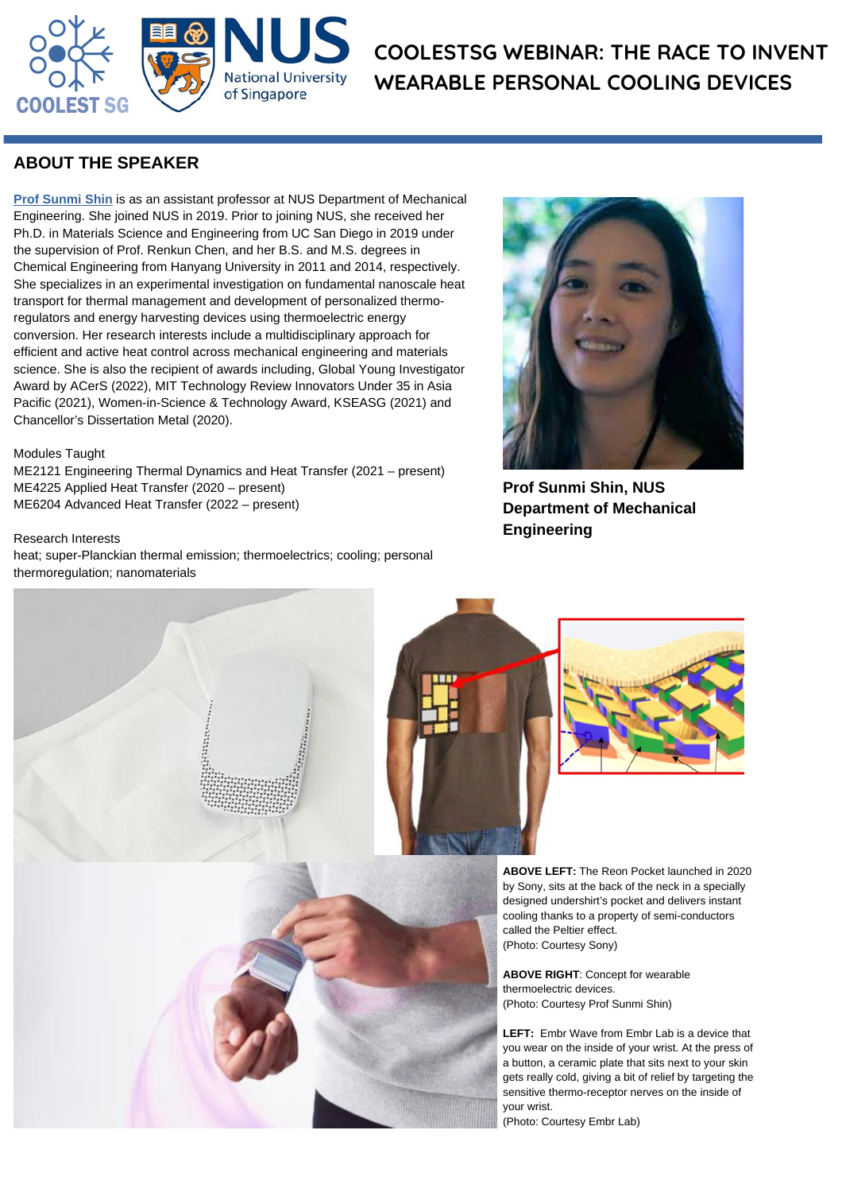# COOLESTSG WEBINAR: THE RACE TO INVENT WEARABLE PERSONAL COOLING DEVICES

## ABOUT THE SPEAKER

**Prof Sunmi Shin** is as an assistant professor at NUS Department of Mechanical Engineering. She joined NUS in 2019. Prior to joining NUS, she received her Ph.D. in Materials Science and Engineering from UC San Diego in 2019 under the supervision of Prof. Renkun Chen, and her B.S. and M.S. degrees in Chemical Engineering from Hanyang University in 2011 and 2014, respectively. She specializes in an experimental investigation on fundamental nanoscale heat transport for thermal management and development of personalized thermo-regulators and energy harvesting devices using thermoelectric energy conversion. Her research interests include a multidisciplinary approach for efficient and active heat control across mechanical engineering and materials science. She is also the recipient of awards including, Global Young Investigator Award by ACerS (2022), MIT Technology Review Innovators Under 35 in Asia Pacific (2021), Women-in-Science & Technology Award, KSEASG (2021) and Chancellor's Dissertation Metal (2020).

Modules Taught

ME2121 Engineering Thermal Dynamics and Heat Transfer (2021 – present)
ME4225 Applied Heat Transfer (2020 – present)
ME6204 Advanced Heat Transfer (2022 – present)

Research Interests

heat; super-Planckian thermal emission; thermoelectrics; cooling; personal thermoregulation; nanomaterials

**Prof Sunmi Shin, NUS Department of Mechanical Engineering**

**ABOVE LEFT:** The Reon Pocket launched in 2020 by Sony, sits at the back of the neck in a specially designed undershirt's pocket and delivers instant cooling thanks to a property of semi-conductors called the Peltier effect.
(Photo: Courtesy Sony)

**ABOVE RIGHT**: Concept for wearable thermoelectric devices.
(Photo: Courtesy Prof Sunmi Shin)

**LEFT:** Embr Wave from Embr Lab is a device that you wear on the inside of your wrist. At the press of a button, a ceramic plate that sits next to your skin gets really cold, giving a bit of relief by targeting the sensitive thermo-receptor nerves on the inside of your wrist.
(Photo: Courtesy Embr Lab)